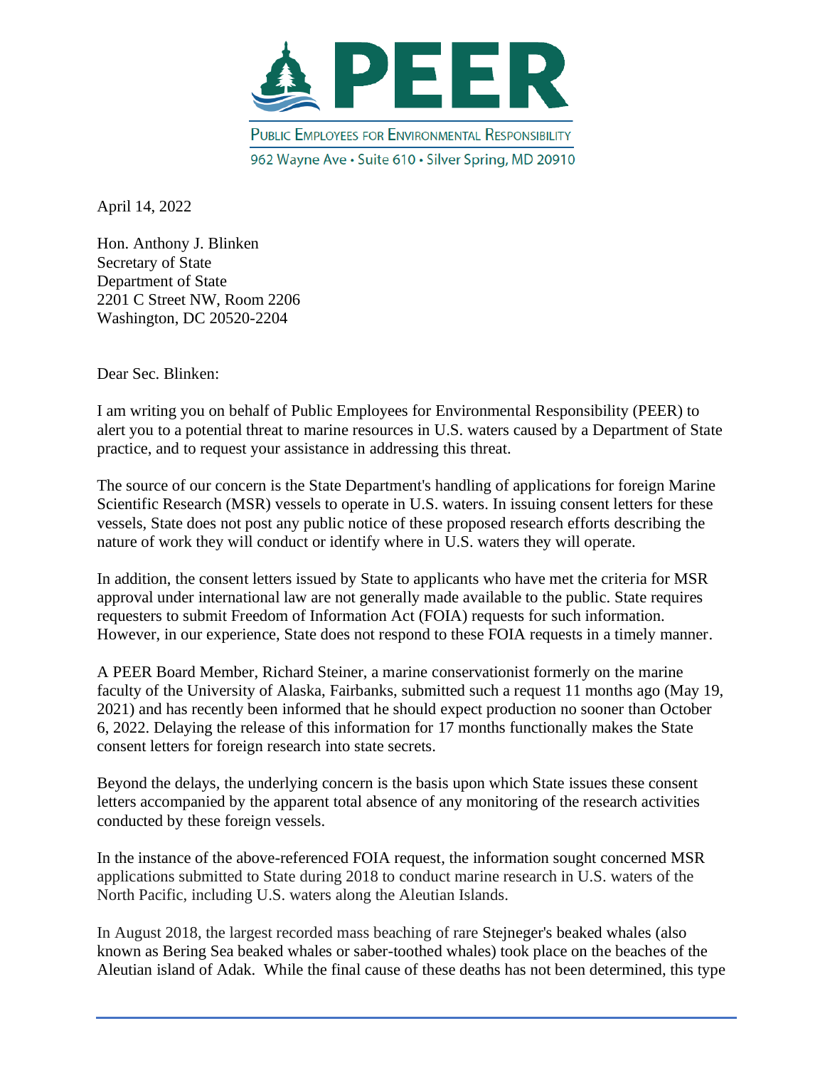# PEER

Public Employees for Environmental Responsibility

962 Wayne Ave • Suite 610 • Silver Spring, MD 20910

April 14, 2022

Hon. Anthony J. Blinken
Secretary of State
Department of State
2201 C Street NW, Room 2206
Washington, DC 20520-2204

Dear Sec. Blinken:

I am writing you on behalf of Public Employees for Environmental Responsibility (PEER) to alert you to a potential threat to marine resources in U.S. waters caused by a Department of State practice, and to request your assistance in addressing this threat.

The source of our concern is the State Department's handling of applications for foreign Marine Scientific Research (MSR) vessels to operate in U.S. waters. In issuing consent letters for these vessels, State does not post any public notice of these proposed research efforts describing the nature of work they will conduct or identify where in U.S. waters they will operate.

In addition, the consent letters issued by State to applicants who have met the criteria for MSR approval under international law are not generally made available to the public. State requires requesters to submit Freedom of Information Act (FOIA) requests for such information. However, in our experience, State does not respond to these FOIA requests in a timely manner.

A PEER Board Member, Richard Steiner, a marine conservationist formerly on the marine faculty of the University of Alaska, Fairbanks, submitted such a request 11 months ago (May 19, 2021) and has recently been informed that he should expect production no sooner than October 6, 2022. Delaying the release of this information for 17 months functionally makes the State consent letters for foreign research into state secrets.

Beyond the delays, the underlying concern is the basis upon which State issues these consent letters accompanied by the apparent total absence of any monitoring of the research activities conducted by these foreign vessels.

In the instance of the above-referenced FOIA request, the information sought concerned MSR applications submitted to State during 2018 to conduct marine research in U.S. waters of the North Pacific, including U.S. waters along the Aleutian Islands.

In August 2018, the largest recorded mass beaching of rare Stejneger's beaked whales (also known as Bering Sea beaked whales or saber-toothed whales) took place on the beaches of the Aleutian island of Adak. While the final cause of these deaths has not been determined, this type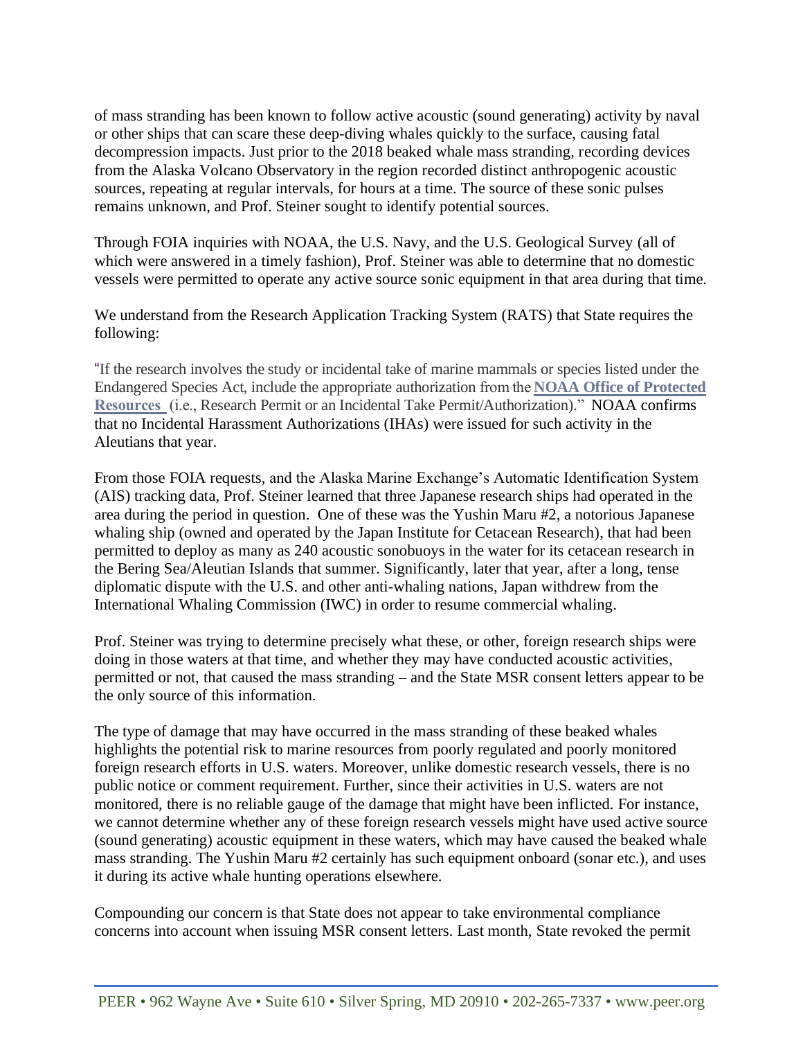of mass stranding has been known to follow active acoustic (sound generating) activity by naval or other ships that can scare these deep-diving whales quickly to the surface, causing fatal decompression impacts. Just prior to the 2018 beaked whale mass stranding, recording devices from the Alaska Volcano Observatory in the region recorded distinct anthropogenic acoustic sources, repeating at regular intervals, for hours at a time. The source of these sonic pulses remains unknown, and Prof. Steiner sought to identify potential sources.

Through FOIA inquiries with NOAA, the U.S. Navy, and the U.S. Geological Survey (all of which were answered in a timely fashion), Prof. Steiner was able to determine that no domestic vessels were permitted to operate any active source sonic equipment in that area during that time.

We understand from the Research Application Tracking System (RATS) that State requires the following:

"If the research involves the study or incidental take of marine mammals or species listed under the Endangered Species Act, include the appropriate authorization from the **NOAA Office of Protected Resources** (i.e., Research Permit or an Incidental Take Permit/Authorization)." NOAA confirms that no Incidental Harassment Authorizations (IHAs) were issued for such activity in the Aleutians that year.

From those FOIA requests, and the Alaska Marine Exchange's Automatic Identification System (AIS) tracking data, Prof. Steiner learned that three Japanese research ships had operated in the area during the period in question. One of these was the Yushin Maru #2, a notorious Japanese whaling ship (owned and operated by the Japan Institute for Cetacean Research), that had been permitted to deploy as many as 240 acoustic sonobuoys in the water for its cetacean research in the Bering Sea/Aleutian Islands that summer. Significantly, later that year, after a long, tense diplomatic dispute with the U.S. and other anti-whaling nations, Japan withdrew from the International Whaling Commission (IWC) in order to resume commercial whaling.

Prof. Steiner was trying to determine precisely what these, or other, foreign research ships were doing in those waters at that time, and whether they may have conducted acoustic activities, permitted or not, that caused the mass stranding – and the State MSR consent letters appear to be the only source of this information.

The type of damage that may have occurred in the mass stranding of these beaked whales highlights the potential risk to marine resources from poorly regulated and poorly monitored foreign research efforts in U.S. waters. Moreover, unlike domestic research vessels, there is no public notice or comment requirement. Further, since their activities in U.S. waters are not monitored, there is no reliable gauge of the damage that might have been inflicted. For instance, we cannot determine whether any of these foreign research vessels might have used active source (sound generating) acoustic equipment in these waters, which may have caused the beaked whale mass stranding. The Yushin Maru #2 certainly has such equipment onboard (sonar etc.), and uses it during its active whale hunting operations elsewhere.

Compounding our concern is that State does not appear to take environmental compliance concerns into account when issuing MSR consent letters. Last month, State revoked the permit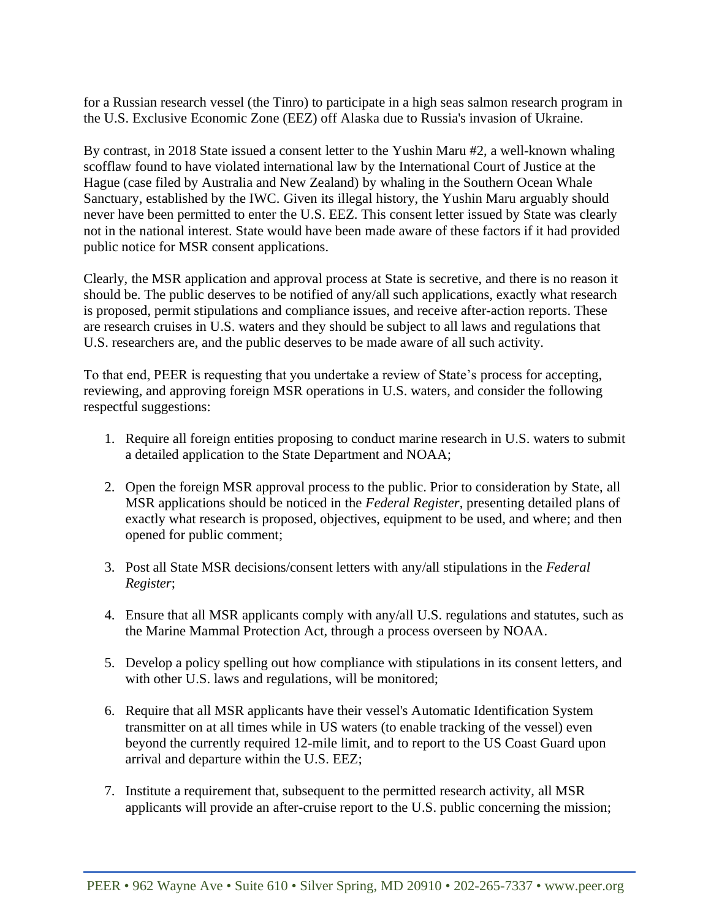for a Russian research vessel (the Tinro) to participate in a high seas salmon research program in the U.S. Exclusive Economic Zone (EEZ) off Alaska due to Russia's invasion of Ukraine.

By contrast, in 2018 State issued a consent letter to the Yushin Maru #2, a well-known whaling scofflaw found to have violated international law by the International Court of Justice at the Hague (case filed by Australia and New Zealand) by whaling in the Southern Ocean Whale Sanctuary, established by the IWC. Given its illegal history, the Yushin Maru arguably should never have been permitted to enter the U.S. EEZ. This consent letter issued by State was clearly not in the national interest. State would have been made aware of these factors if it had provided public notice for MSR consent applications.

Clearly, the MSR application and approval process at State is secretive, and there is no reason it should be. The public deserves to be notified of any/all such applications, exactly what research is proposed, permit stipulations and compliance issues, and receive after-action reports. These are research cruises in U.S. waters and they should be subject to all laws and regulations that U.S. researchers are, and the public deserves to be made aware of all such activity.

To that end, PEER is requesting that you undertake a review of State's process for accepting, reviewing, and approving foreign MSR operations in U.S. waters, and consider the following respectful suggestions:

1. Require all foreign entities proposing to conduct marine research in U.S. waters to submit a detailed application to the State Department and NOAA;

2. Open the foreign MSR approval process to the public. Prior to consideration by State, all MSR applications should be noticed in the *Federal Register*, presenting detailed plans of exactly what research is proposed, objectives, equipment to be used, and where; and then opened for public comment;

3. Post all State MSR decisions/consent letters with any/all stipulations in the *Federal Register*;

4. Ensure that all MSR applicants comply with any/all U.S. regulations and statutes, such as the Marine Mammal Protection Act, through a process overseen by NOAA.

5. Develop a policy spelling out how compliance with stipulations in its consent letters, and with other U.S. laws and regulations, will be monitored;

6. Require that all MSR applicants have their vessel's Automatic Identification System transmitter on at all times while in US waters (to enable tracking of the vessel) even beyond the currently required 12-mile limit, and to report to the US Coast Guard upon arrival and departure within the U.S. EEZ;

7. Institute a requirement that, subsequent to the permitted research activity, all MSR applicants will provide an after-cruise report to the U.S. public concerning the mission;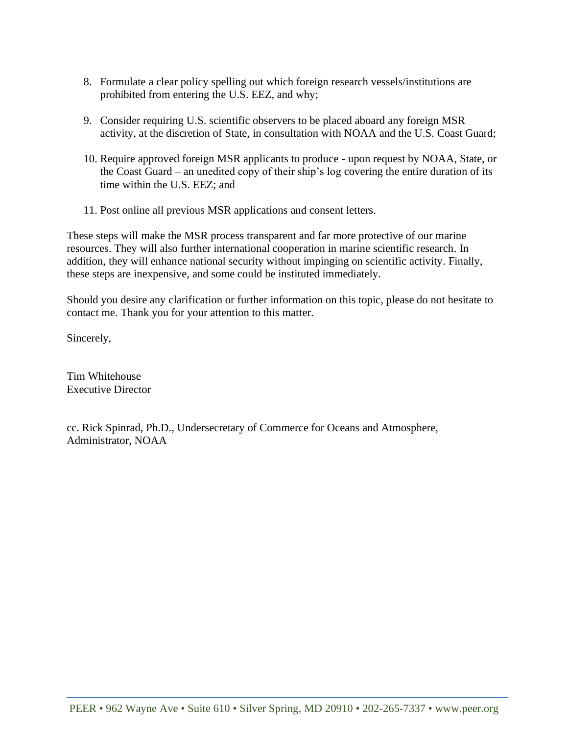8. Formulate a clear policy spelling out which foreign research vessels/institutions are prohibited from entering the U.S. EEZ, and why;

9. Consider requiring U.S. scientific observers to be placed aboard any foreign MSR activity, at the discretion of State, in consultation with NOAA and the U.S. Coast Guard;

10. Require approved foreign MSR applicants to produce - upon request by NOAA, State, or the Coast Guard – an unedited copy of their ship's log covering the entire duration of its time within the U.S. EEZ; and

11. Post online all previous MSR applications and consent letters.

These steps will make the MSR process transparent and far more protective of our marine resources. They will also further international cooperation in marine scientific research. In addition, they will enhance national security without impinging on scientific activity. Finally, these steps are inexpensive, and some could be instituted immediately.

Should you desire any clarification or further information on this topic, please do not hesitate to contact me. Thank you for your attention to this matter.

Sincerely,

Tim Whitehouse  
Executive Director

cc. Rick Spinrad, Ph.D., Undersecretary of Commerce for Oceans and Atmosphere, Administrator, NOAA